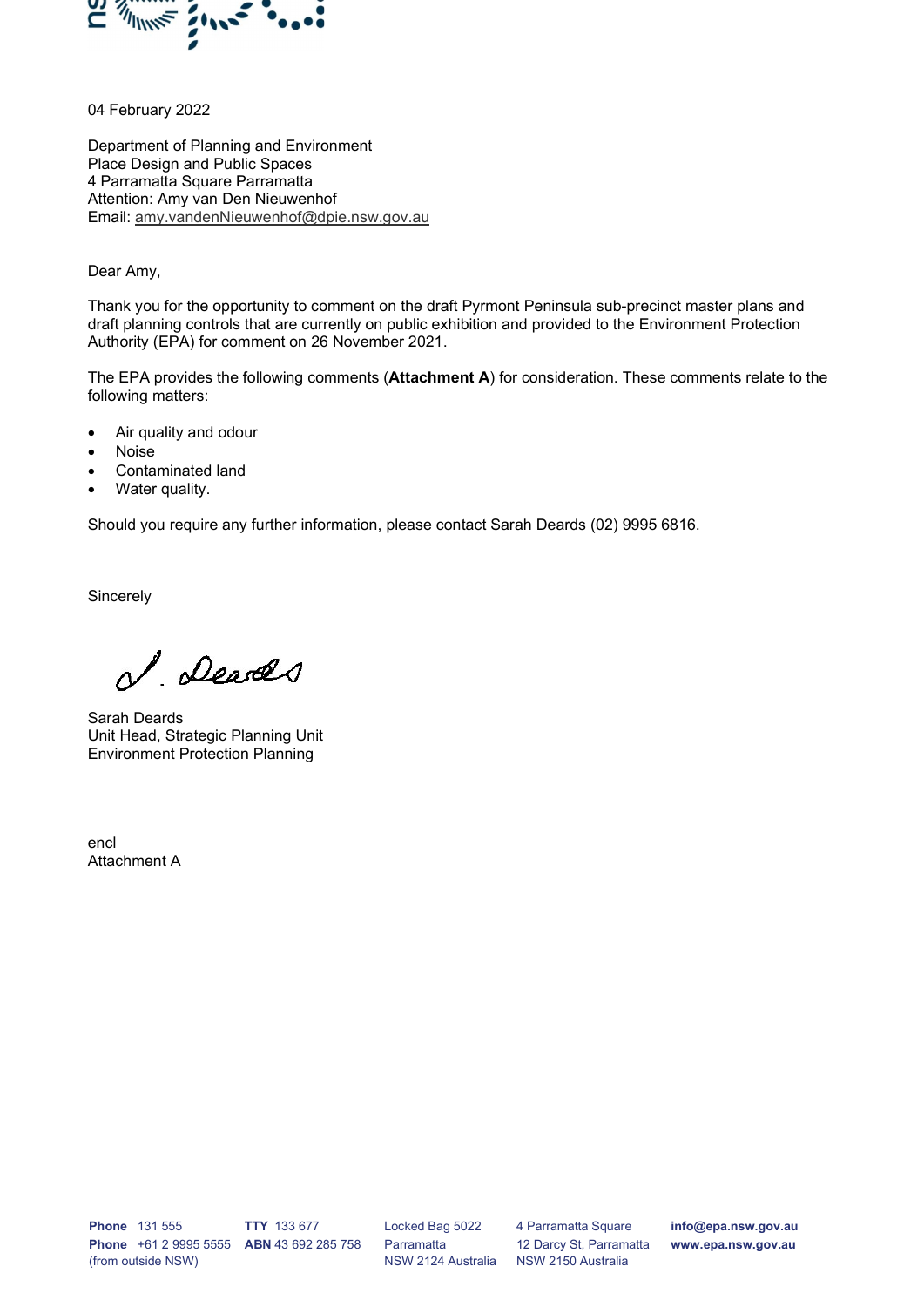04 February 2022

Department of Planning and Environment
Place Design and Public Spaces
4 Parramatta Square Parramatta
Attention: Amy van Den Nieuwenhof
Email: amy.vandenNieuwenhof@dpie.nsw.gov.au

Dear Amy,

Thank you for the opportunity to comment on the draft Pyrmont Peninsula sub-precinct master plans and draft planning controls that are currently on public exhibition and provided to the Environment Protection Authority (EPA) for comment on 26 November 2021.

The EPA provides the following comments (**Attachment A**) for consideration. These comments relate to the following matters:

- Air quality and odour
- Noise
- Contaminated land
- Water quality.

Should you require any further information, please contact Sarah Deards (02) 9995 6816.

Sincerely

S. Deards

Sarah Deards
Unit Head, Strategic Planning Unit
Environment Protection Planning

encl
Attachment A

**Phone** 131 555
**Phone** +61 2 9995 5555
(from outside NSW)

**TTY** 133 677
**ABN** 43 692 285 758

Locked Bag 5022
Parramatta
NSW 2124 Australia

4 Parramatta Square
12 Darcy St, Parramatta
NSW 2150 Australia

**info@epa.nsw.gov.au**
**www.epa.nsw.gov.au**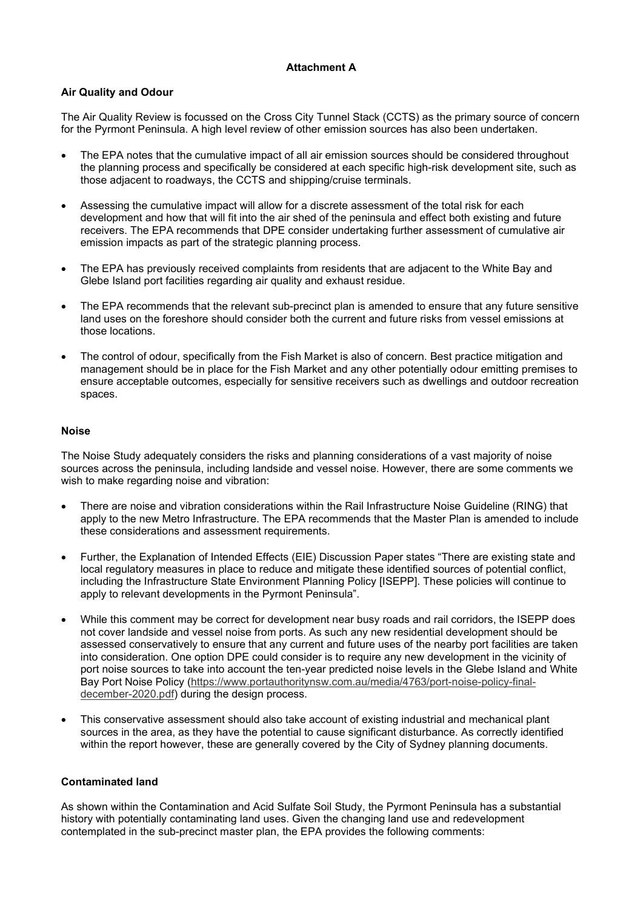**Attachment A**

**Air Quality and Odour**

The Air Quality Review is focussed on the Cross City Tunnel Stack (CCTS) as the primary source of concern for the Pyrmont Peninsula. A high level review of other emission sources has also been undertaken.

- The EPA notes that the cumulative impact of all air emission sources should be considered throughout the planning process and specifically be considered at each specific high-risk development site, such as those adjacent to roadways, the CCTS and shipping/cruise terminals.
- Assessing the cumulative impact will allow for a discrete assessment of the total risk for each development and how that will fit into the air shed of the peninsula and effect both existing and future receivers. The EPA recommends that DPE consider undertaking further assessment of cumulative air emission impacts as part of the strategic planning process.
- The EPA has previously received complaints from residents that are adjacent to the White Bay and Glebe Island port facilities regarding air quality and exhaust residue.
- The EPA recommends that the relevant sub-precinct plan is amended to ensure that any future sensitive land uses on the foreshore should consider both the current and future risks from vessel emissions at those locations.
- The control of odour, specifically from the Fish Market is also of concern. Best practice mitigation and management should be in place for the Fish Market and any other potentially odour emitting premises to ensure acceptable outcomes, especially for sensitive receivers such as dwellings and outdoor recreation spaces.

**Noise**

The Noise Study adequately considers the risks and planning considerations of a vast majority of noise sources across the peninsula, including landside and vessel noise. However, there are some comments we wish to make regarding noise and vibration:

- There are noise and vibration considerations within the Rail Infrastructure Noise Guideline (RING) that apply to the new Metro Infrastructure. The EPA recommends that the Master Plan is amended to include these considerations and assessment requirements.
- Further, the Explanation of Intended Effects (EIE) Discussion Paper states "There are existing state and local regulatory measures in place to reduce and mitigate these identified sources of potential conflict, including the Infrastructure State Environment Planning Policy [ISEPP]. These policies will continue to apply to relevant developments in the Pyrmont Peninsula".
- While this comment may be correct for development near busy roads and rail corridors, the ISEPP does not cover landside and vessel noise from ports. As such any new residential development should be assessed conservatively to ensure that any current and future uses of the nearby port facilities are taken into consideration. One option DPE could consider is to require any new development in the vicinity of port noise sources to take into account the ten-year predicted noise levels in the Glebe Island and White Bay Port Noise Policy (https://www.portauthoritynsw.com.au/media/4763/port-noise-policy-final-december-2020.pdf) during the design process.
- This conservative assessment should also take account of existing industrial and mechanical plant sources in the area, as they have the potential to cause significant disturbance. As correctly identified within the report however, these are generally covered by the City of Sydney planning documents.

**Contaminated land**

As shown within the Contamination and Acid Sulfate Soil Study, the Pyrmont Peninsula has a substantial history with potentially contaminating land uses. Given the changing land use and redevelopment contemplated in the sub-precinct master plan, the EPA provides the following comments: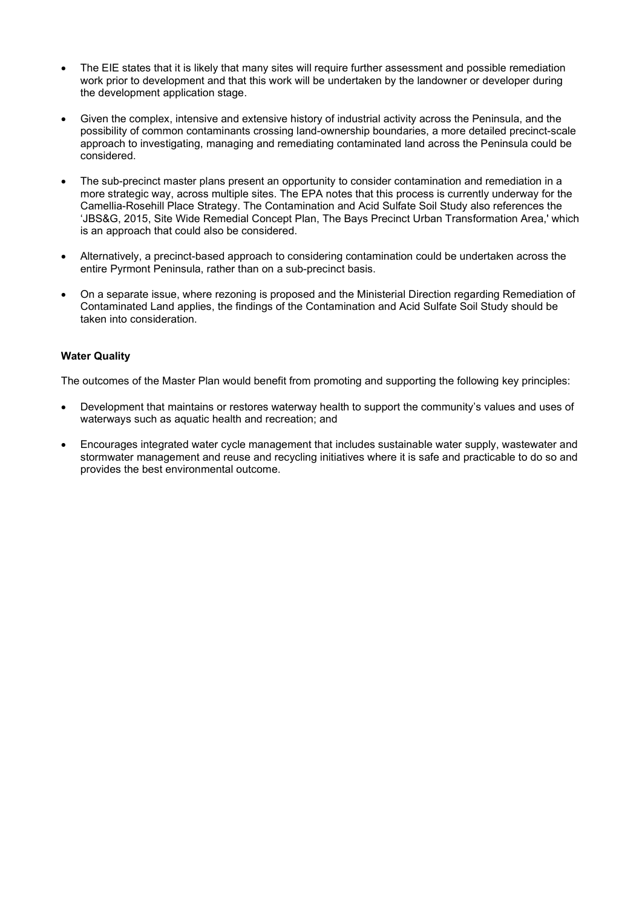- The EIE states that it is likely that many sites will require further assessment and possible remediation work prior to development and that this work will be undertaken by the landowner or developer during the development application stage.

- Given the complex, intensive and extensive history of industrial activity across the Peninsula, and the possibility of common contaminants crossing land-ownership boundaries, a more detailed precinct-scale approach to investigating, managing and remediating contaminated land across the Peninsula could be considered.

- The sub-precinct master plans present an opportunity to consider contamination and remediation in a more strategic way, across multiple sites. The EPA notes that this process is currently underway for the Camellia-Rosehill Place Strategy. The Contamination and Acid Sulfate Soil Study also references the 'JBS&G, 2015, Site Wide Remedial Concept Plan, The Bays Precinct Urban Transformation Area,' which is an approach that could also be considered.

- Alternatively, a precinct-based approach to considering contamination could be undertaken across the entire Pyrmont Peninsula, rather than on a sub-precinct basis.

- On a separate issue, where rezoning is proposed and the Ministerial Direction regarding Remediation of Contaminated Land applies, the findings of the Contamination and Acid Sulfate Soil Study should be taken into consideration.

**Water Quality**

The outcomes of the Master Plan would benefit from promoting and supporting the following key principles:

- Development that maintains or restores waterway health to support the community's values and uses of waterways such as aquatic health and recreation; and

- Encourages integrated water cycle management that includes sustainable water supply, wastewater and stormwater management and reuse and recycling initiatives where it is safe and practicable to do so and provides the best environmental outcome.